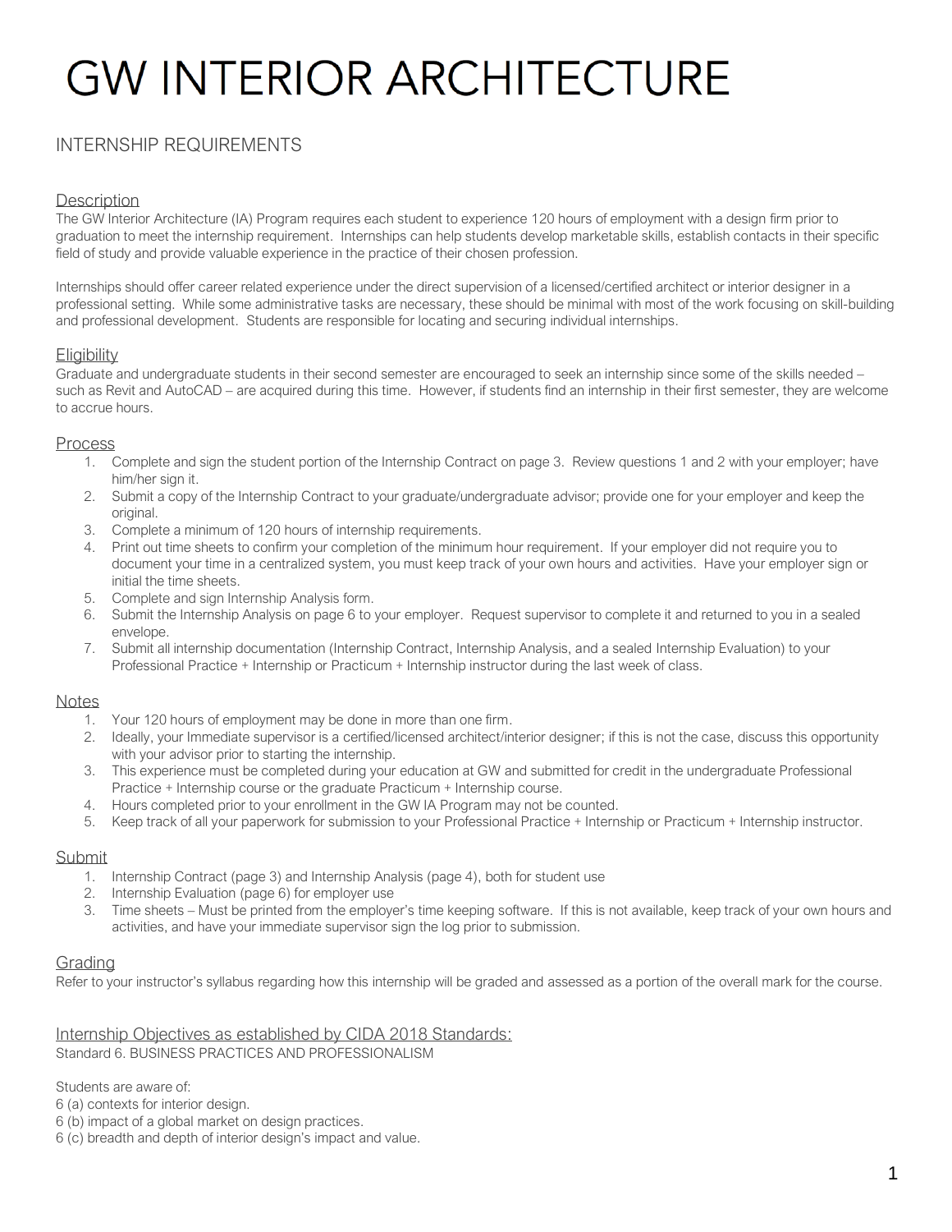# GW INTERIOR ARCHITECTURE

## INTERNSHIP REQUIREMENTS

### Description

The GW Interior Architecture (IA) Program requires each student to experience 120 hours of employment with a design firm prior to graduation to meet the internship requirement. Internships can help students develop marketable skills, establish contacts in their specific field of study and provide valuable experience in the practice of their chosen profession.

Internships should offer career related experience under the direct supervision of a licensed/certified architect or interior designer in a professional setting. While some administrative tasks are necessary, these should be minimal with most of the work focusing on skill-building and professional development. Students are responsible for locating and securing individual internships.

### Eligibility

Graduate and undergraduate students in their second semester are encouraged to seek an internship since some of the skills needed – such as Revit and AutoCAD – are acquired during this time. However, if students find an internship in their first semester, they are welcome to accrue hours.

### Process

1. Complete and sign the student portion of the Internship Contract on page 3. Review questions 1 and 2 with your employer; have him/her sign it.
2. Submit a copy of the Internship Contract to your graduate/undergraduate advisor; provide one for your employer and keep the original.
3. Complete a minimum of 120 hours of internship requirements.
4. Print out time sheets to confirm your completion of the minimum hour requirement. If your employer did not require you to document your time in a centralized system, you must keep track of your own hours and activities. Have your employer sign or initial the time sheets.
5. Complete and sign Internship Analysis form.
6. Submit the Internship Analysis on page 6 to your employer. Request supervisor to complete it and returned to you in a sealed envelope.
7. Submit all internship documentation (Internship Contract, Internship Analysis, and a sealed Internship Evaluation) to your Professional Practice + Internship or Practicum + Internship instructor during the last week of class.

### Notes

1. Your 120 hours of employment may be done in more than one firm.
2. Ideally, your Immediate supervisor is a certified/licensed architect/interior designer; if this is not the case, discuss this opportunity with your advisor prior to starting the internship.
3. This experience must be completed during your education at GW and submitted for credit in the undergraduate Professional Practice + Internship course or the graduate Practicum + Internship course.
4. Hours completed prior to your enrollment in the GW IA Program may not be counted.
5. Keep track of all your paperwork for submission to your Professional Practice + Internship or Practicum + Internship instructor.

### Submit

1. Internship Contract (page 3) and Internship Analysis (page 4), both for student use
2. Internship Evaluation (page 6) for employer use
3. Time sheets – Must be printed from the employer's time keeping software. If this is not available, keep track of your own hours and activities, and have your immediate supervisor sign the log prior to submission.

### Grading

Refer to your instructor's syllabus regarding how this internship will be graded and assessed as a portion of the overall mark for the course.

### Internship Objectives as established by CIDA 2018 Standards:

Standard 6. BUSINESS PRACTICES AND PROFESSIONALISM

Students are aware of:

6 (a) contexts for interior design.
6 (b) impact of a global market on design practices.
6 (c) breadth and depth of interior design's impact and value.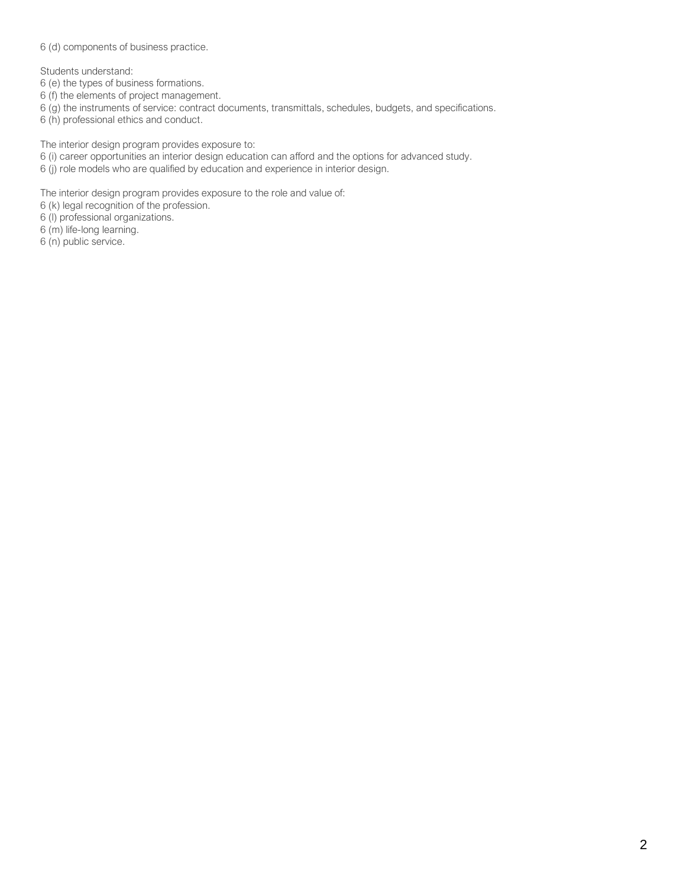6 (d) components of business practice.

Students understand:

6 (e) the types of business formations.
6 (f) the elements of project management.
6 (g) the instruments of service: contract documents, transmittals, schedules, budgets, and specifications.
6 (h) professional ethics and conduct.

The interior design program provides exposure to:

6 (i) career opportunities an interior design education can afford and the options for advanced study.
6 (j) role models who are qualified by education and experience in interior design.

The interior design program provides exposure to the role and value of:

6 (k) legal recognition of the profession.
6 (l) professional organizations.
6 (m) life-long learning.
6 (n) public service.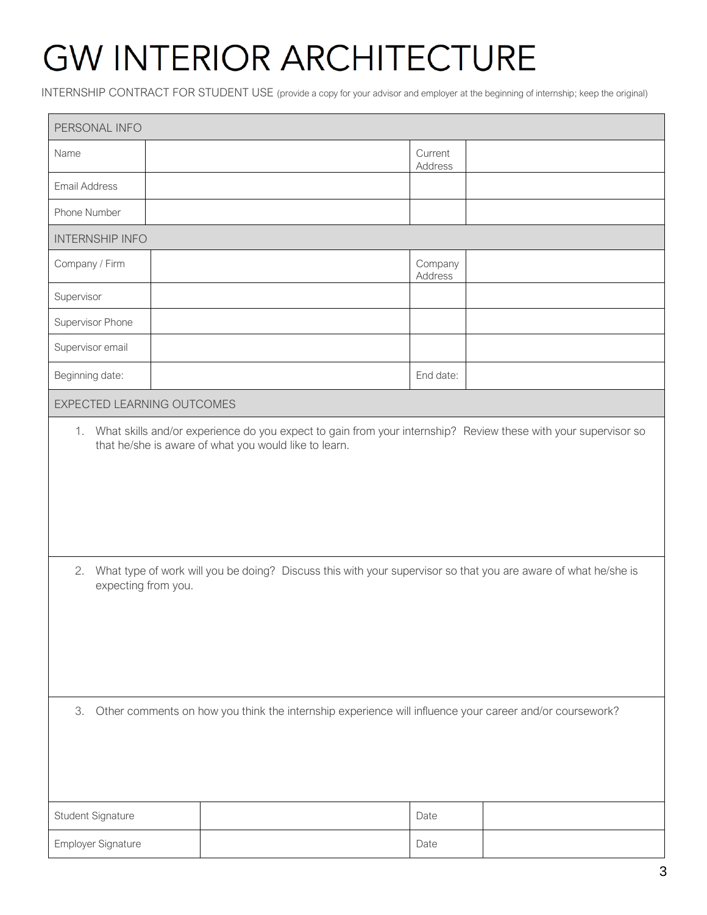# GW INTERIOR ARCHITECTURE

INTERNSHIP CONTRACT FOR STUDENT USE (provide a copy for your advisor and employer at the beginning of internship; keep the original)

| PERSONAL INFO | | | |
|---|---|---|---|
| Name | | Current Address | |
| Email Address | | | |
| Phone Number | | | |
| **INTERNSHIP INFO** | | | |
| Company / Firm | | Company Address | |
| Supervisor | | | |
| Supervisor Phone | | | |
| Supervisor email | | | |
| Beginning date: | | End date: | |

## EXPECTED LEARNING OUTCOMES

1. What skills and/or experience do you expect to gain from your internship? Review these with your supervisor so that he/she is aware of what you would like to learn.

2. What type of work will you be doing? Discuss this with your supervisor so that you are aware of what he/she is expecting from you.

3. Other comments on how you think the internship experience will influence your career and/or coursework?

| Student Signature | | Date | |
|---|---|---|---|
| Employer Signature | | Date | |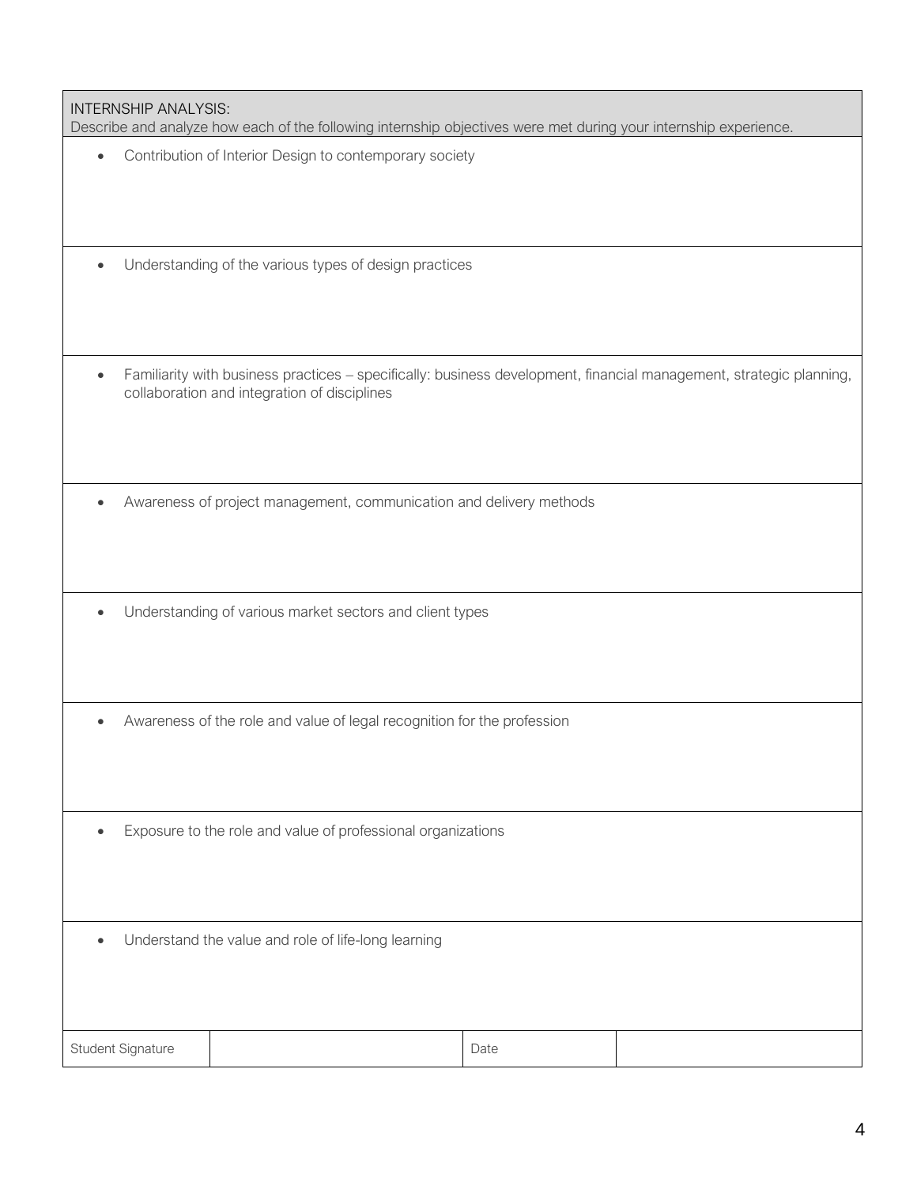| INTERNSHIP ANALYSIS:<br>Describe and analyze how each of the following internship objectives were met during your internship experience. | | | |
|---|---|---|---|
| • Contribution of Interior Design to contemporary society | | | |
| • Understanding of the various types of design practices | | | |
| • Familiarity with business practices – specifically: business development, financial management, strategic planning, collaboration and integration of disciplines | | | |
| • Awareness of project management, communication and delivery methods | | | |
| • Understanding of various market sectors and client types | | | |
| • Awareness of the role and value of legal recognition for the profession | | | |
| • Exposure to the role and value of professional organizations | | | |
| • Understand the value and role of life-long learning | | | |
| Student Signature | | Date | |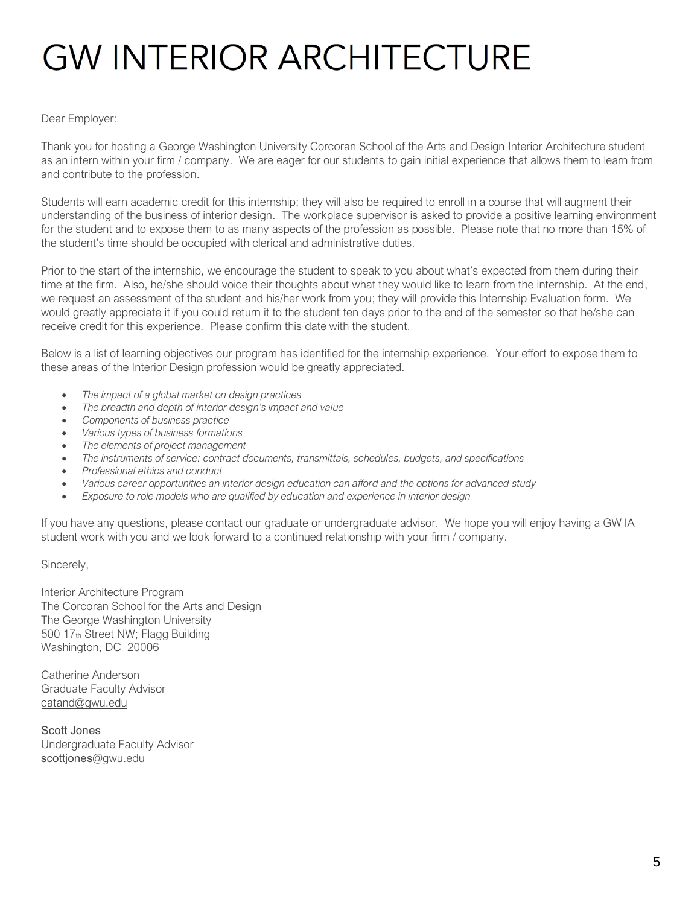# GW INTERIOR ARCHITECTURE

Dear Employer:

Thank you for hosting a George Washington University Corcoran School of the Arts and Design Interior Architecture student as an intern within your firm / company. We are eager for our students to gain initial experience that allows them to learn from and contribute to the profession.

Students will earn academic credit for this internship; they will also be required to enroll in a course that will augment their understanding of the business of interior design. The workplace supervisor is asked to provide a positive learning environment for the student and to expose them to as many aspects of the profession as possible. Please note that no more than 15% of the student's time should be occupied with clerical and administrative duties.

Prior to the start of the internship, we encourage the student to speak to you about what's expected from them during their time at the firm. Also, he/she should voice their thoughts about what they would like to learn from the internship. At the end, we request an assessment of the student and his/her work from you; they will provide this Internship Evaluation form. We would greatly appreciate it if you could return it to the student ten days prior to the end of the semester so that he/she can receive credit for this experience. Please confirm this date with the student.

Below is a list of learning objectives our program has identified for the internship experience. Your effort to expose them to these areas of the Interior Design profession would be greatly appreciated.

- *The impact of a global market on design practices*
- *The breadth and depth of interior design's impact and value*
- *Components of business practice*
- *Various types of business formations*
- *The elements of project management*
- *The instruments of service: contract documents, transmittals, schedules, budgets, and specifications*
- *Professional ethics and conduct*
- *Various career opportunities an interior design education can afford and the options for advanced study*
- *Exposure to role models who are qualified by education and experience in interior design*

If you have any questions, please contact our graduate or undergraduate advisor. We hope you will enjoy having a GW IA student work with you and we look forward to a continued relationship with your firm / company.

Sincerely,

Interior Architecture Program
The Corcoran School for the Arts and Design
The George Washington University
500 17th Street NW; Flagg Building
Washington, DC 20006

Catherine Anderson
Graduate Faculty Advisor
catand@gwu.edu

Scott Jones
Undergraduate Faculty Advisor
scottjones@gwu.edu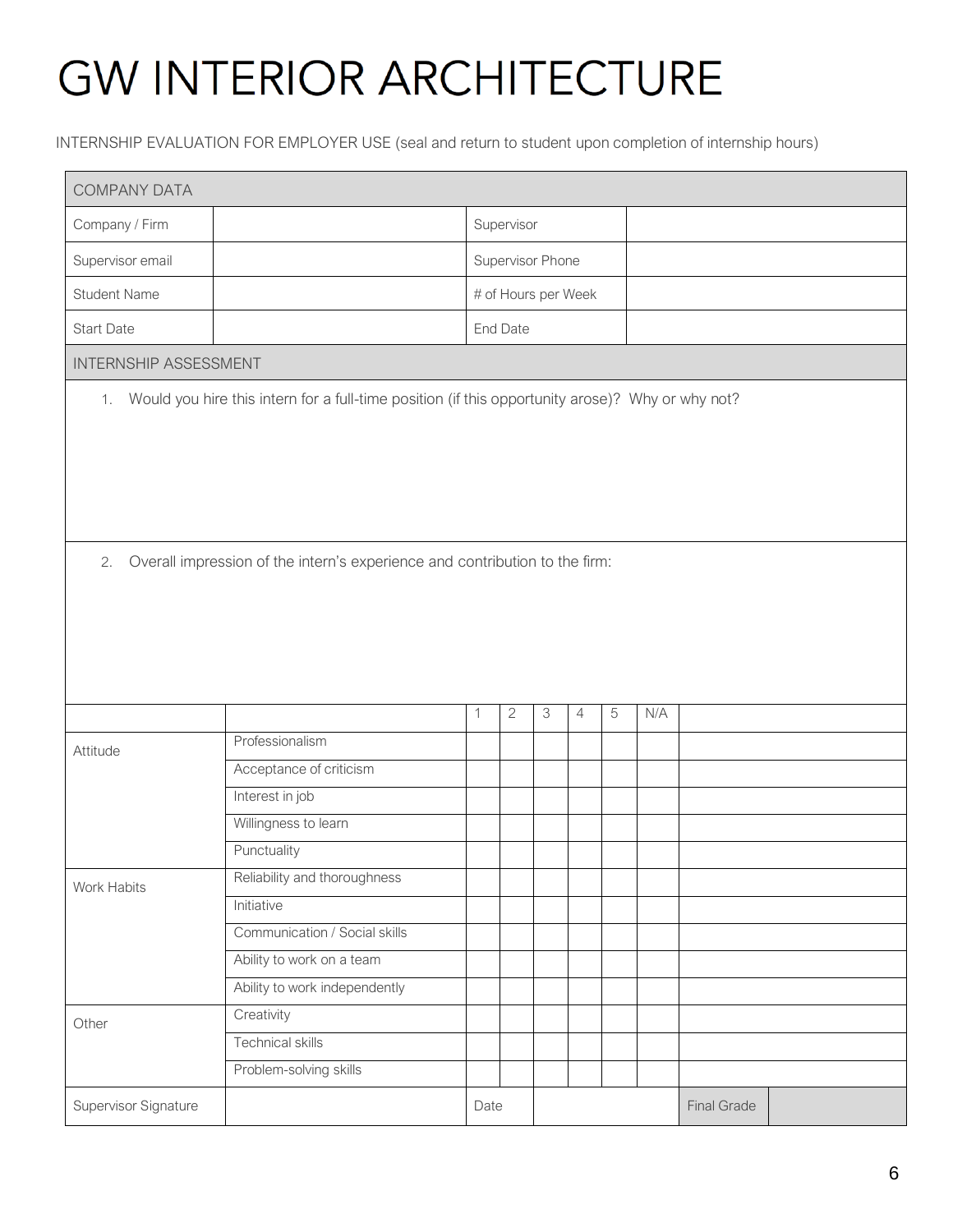# GW INTERIOR ARCHITECTURE

INTERNSHIP EVALUATION FOR EMPLOYER USE (seal and return to student upon completion of internship hours)

| COMPANY DATA | | | |
|---|---|---|---|
| Company / Firm | | Supervisor | |
| Supervisor email | | Supervisor Phone | |
| Student Name | | # of Hours per Week | |
| Start Date | | End Date | |

**INTERNSHIP ASSESSMENT**

1. Would you hire this intern for a full-time position (if this opportunity arose)? Why or why not?

2. Overall impression of the intern's experience and contribution to the firm:

| | | 1 | 2 | 3 | 4 | 5 | N/A | |
|---|---|---|---|---|---|---|---|---|
| Attitude | Professionalism | | | | | | | |
| | Acceptance of criticism | | | | | | | |
| | Interest in job | | | | | | | |
| | Willingness to learn | | | | | | | |
| | Punctuality | | | | | | | |
| Work Habits | Reliability and thoroughness | | | | | | | |
| | Initiative | | | | | | | |
| | Communication / Social skills | | | | | | | |
| | Ability to work on a team | | | | | | | |
| | Ability to work independently | | | | | | | |
| Other | Creativity | | | | | | | |
| | Technical skills | | | | | | | |
| | Problem-solving skills | | | | | | | |

| | | | | | |
|---|---|---|---|---|---|
| Supervisor Signature | | Date | | Final Grade | |